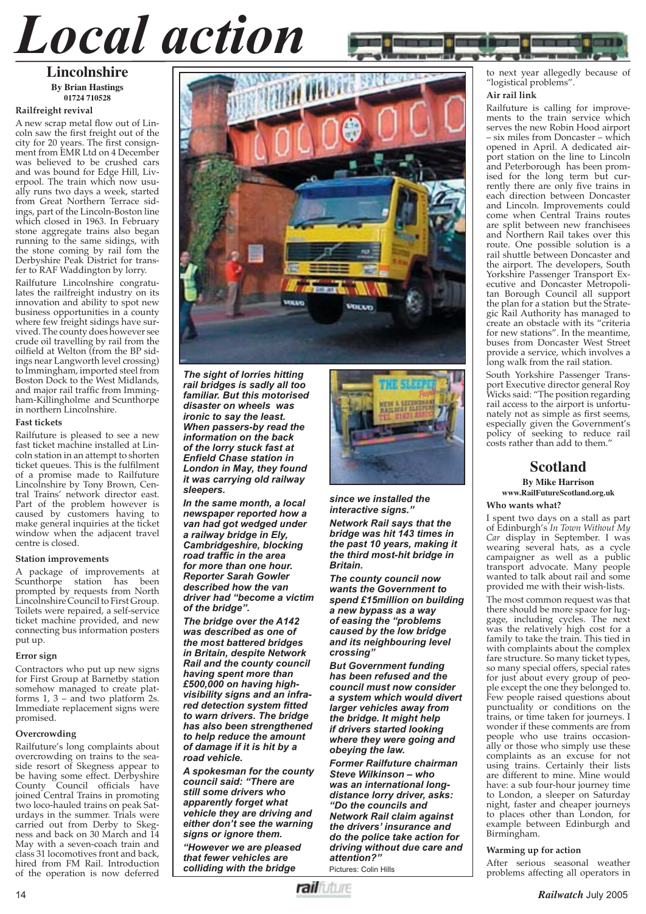# Local action

## Lincolnshire

**By Brian Hastings**
**01724 710528**

### Railfreight revival

A new scrap metal flow out of Lincoln saw the first freight out of the city for 20 years. The first consignment from EMR Ltd on 4 December was believed to be crushed cars and was bound for Edge Hill, Liverpool. The train which now usually runs two days a week, started from Great Northern Terrace sidings, part of the Lincoln-Boston line which closed in 1963. In February stone aggregate trains also began running to the same sidings, with the stone coming by rail fom the Derbyshire Peak District for transfer to RAF Waddington by lorry.

Railfuture Lincolnshire congratulates the railfreight industry on its innovation and ability to spot new business opportunities in a county where few freight sidings have survived. The county does however see crude oil travelling by rail from the oilfield at Welton (from the BP sidings near Langworth level crossing) to Immingham, imported steel from Boston Dock to the West Midlands, and major rail traffic from Immingham-Killingholme and Scunthorpe in northern Lincolnshire.

### Fast tickets

Railfuture is pleased to see a new fast ticket machine installed at Lincoln station in an attempt to shorten ticket queues. This is the fulfilment of a promise made to Railfuture Lincolnshire by Tony Brown, Central Trains' network director east. Part of the problem however is caused by customers having to make general inquiries at the ticket window when the adjacent travel centre is closed.

### Station improvements

A package of improvements at Scunthorpe station has been prompted by requests from North Lincolnshire Council to First Group. Toilets were repaired, a self-service ticket machine provided, and new connecting bus information posters put up.

### Error sign

Contractors who put up new signs for First Group at Barnetby station somehow managed to create platforms 1, 3 – and two platform 2s. Immediate replacement signs were promised.

### Overcrowding

Railfuture's long complaints about overcrowding on trains to the seaside resort of Skegness appear to be having some effect. Derbyshire County Council officials have joined Central Trains in promoting two loco-hauled trains on peak Saturdays in the summer. Trials were carried out from Derby to Skegness and back on 30 March and 14 May with a seven-coach train and class 31 locomotives front and back, hired from FM Rail. Introduction of the operation is now deferred to next year allegedly because of "logistical problems".

### Air rail link

Railfuture is calling for improvements to the train service which serves the new Robin Hood airport – six miles from Doncaster – which opened in April. A dedicated airport station on the line to Lincoln and Peterborough has been promised for the long term but currently there are only five trains in each direction between Doncaster and Lincoln. Improvements could come when Central Trains routes are split between new franchisees and Northern Rail takes over this route. One possible solution is a rail shuttle between Doncaster and the airport. The developers, South Yorkshire Passenger Transport Executive and Doncaster Metropolitan Borough Council all support the plan for a station but the Strategic Rail Authority has managed to create an obstacle with its "criteria for new stations". In the meantime, buses from Doncaster West Street provide a service, which involves a long walk from the rail station.

South Yorkshire Passenger Transport Executive director general Roy Wicks said: "The position regarding rail access to the airport is unfortunately not as simple as first seems, especially given the Government's policy of seeking to reduce rail costs rather than add to them."

***The sight of lorries hitting rail bridges is sadly all too familiar. But this motorised disaster on wheels was ironic to say the least. When passers-by read the information on the back of the lorry stuck fast at Enfield Chase station in London in May, they found it was carrying old railway sleepers.***

***In the same month, a local newspaper reported how a van had got wedged under a railway bridge in Ely, Cambridgeshire, blocking road traffic in the area for more than one hour. Reporter Sarah Gowler described how the van driver had "become a victim of the bridge".***

***The bridge over the A142 was described as one of the most battered bridges in Britain, despite Network Rail and the county council having spent more than £500,000 on having high-visibility signs and an infra-red detection system fitted to warn drivers. The bridge has also been strengthened to help reduce the amount of damage if it is hit by a road vehicle.***

***A spokesman for the county council said: "There are still some drivers who apparently forget what vehicle they are driving and either don't see the warning signs or ignore them.***

***"However we are pleased that fewer vehicles are colliding with the bridge since we installed the interactive signs."***

***Network Rail says that the bridge was hit 143 times in the past 10 years, making it the third most-hit bridge in Britain.***

***The county council now wants the Government to spend £15million on building a new bypass as a way of easing the "problems caused by the low bridge and its neighbouring level crossing"***

***But Government funding has been refused and the council must now consider a system which would divert larger vehicles away from the bridge. It might help if drivers started looking where they were going and obeying the law.***

***Former Railfuture chairman Steve Wilkinson – who was an international long-distance lorry driver, asks: "Do the councils and Network Rail claim against the drivers' insurance and do the police take action for driving without due care and attention?"***

Pictures: Colin Hills

## Scotland

**By Mike Harrison**
**www.RailFutureScotland.org.uk**

### Who wants what?

I spent two days on a stall as part of Edinburgh's *In Town Without My Car* display in September. I was wearing several hats, as a cycle campaigner as well as a public transport advocate. Many people wanted to talk about rail and some provided me with their wish-lists.

The most common request was that there should be more space for luggage, including cycles. The next was the relatively high cost for a family to take the train. This tied in with complaints about the complex fare structure. So many ticket types, so many special offers, special rates for just about every group of people except the one they belonged to. Few people raised questions about punctuality or conditions on the trains, or time taken for journeys. I wonder if these comments are from people who use trains occasionally or those who simply use these complaints as an excuse for not using trains. Certainly their lists are different to mine. Mine would have: a sub four-hour journey time to London, a sleeper on Saturday night, faster and cheaper journeys to places other than London, for example between Edinburgh and Birmingham.

### Warming up for action

After serious seasonal weather problems affecting all operators in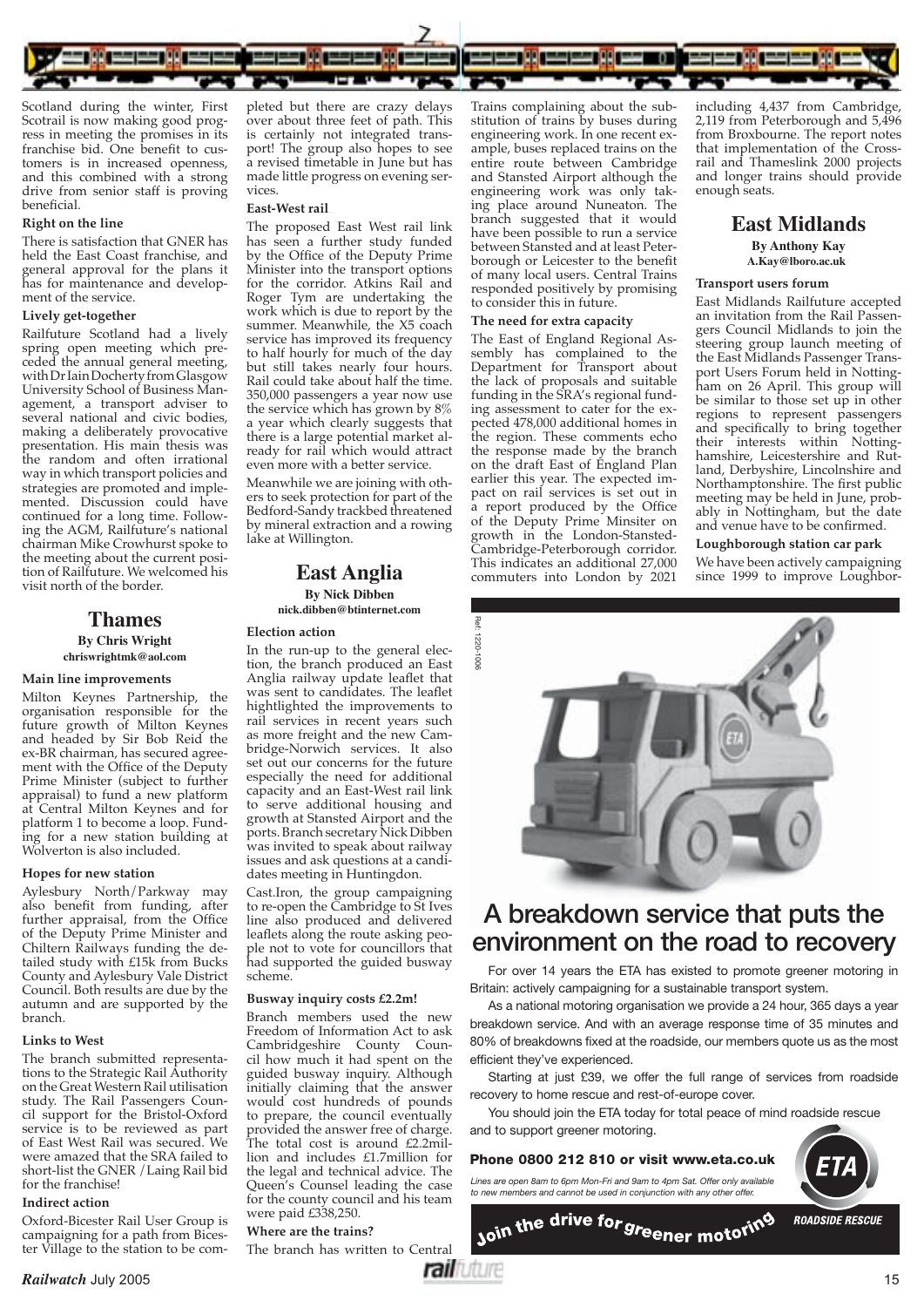Scotland during the winter, First Scotrail is now making good progress in meeting the promises in its franchise bid. One benefit to customers is in increased openness, and this combined with a strong drive from senior staff is proving beneficial.

**Right on the line**

There is satisfaction that GNER has held the East Coast franchise, and general approval for the plans it has for maintenance and development of the service.

**Lively get-together**

Railfuture Scotland had a lively spring open meeting which preceded the annual general meeting, with Dr Iain Docherty from Glasgow University School of Business Management, a transport adviser to several national and civic bodies, making a deliberately provocative presentation. His main thesis was the random and often irrational way in which transport policies and strategies are promoted and implemented. Discussion could have continued for a long time. Following the AGM, Railfuture's national chairman Mike Crowhurst spoke to the meeting about the current position of Railfuture. We welcomed his visit north of the border.

## Thames

**By Chris Wright**
**chriswrightmk@aol.com**

**Main line improvements**

Milton Keynes Partnership, the organisation responsible for the future growth of Milton Keynes and headed by Sir Bob Reid the ex-BR chairman, has secured agreement with the Office of the Deputy Prime Minister (subject to further appraisal) to fund a new platform at Central Milton Keynes and for platform 1 to become a loop. Funding for a new station building at Wolverton is also included.

**Hopes for new station**

Aylesbury North/Parkway may also benefit from funding, after further appraisal, from the Office of the Deputy Prime Minister and Chiltern Railways funding the detailed study with £15k from Bucks County and Aylesbury Vale District Council. Both results are due by the autumn and are supported by the branch.

**Links to West**

The branch submitted representations to the Strategic Rail Authority on the Great Western Rail utilisation study. The Rail Passengers Council support for the Bristol-Oxford service is to be reviewed as part of East West Rail was secured. We were amazed that the SRA failed to short-list the GNER/Laing Rail bid for the franchise!

**Indirect action**

Oxford-Bicester Rail User Group is campaigning for a path from Bicester Village to the station to be completed but there are crazy delays over about three feet of path. This is certainly not integrated transport! The group also hopes to see a revised timetable in June but has made little progress on evening services.

**East-West rail**

The proposed East West rail link has seen a further study funded by the Office of the Deputy Prime Minister into the transport options for the corridor. Atkins Rail and Roger Tym are undertaking the work which is due to report by the summer. Meanwhile, the X5 coach service has improved its frequency to half hourly for much of the day but still takes nearly four hours. Rail could take about half the time. 350,000 passengers a year now use the service which has grown by 8% a year which clearly suggests that there is a large potential market already for rail which would attract even more with a better service.

Meanwhile we are joining with others to seek protection for part of the Bedford-Sandy trackbed threatened by mineral extraction and a rowing lake at Willington.

## East Anglia

**By Nick Dibben**
**nick.dibben@btinternet.com**

**Election action**

In the run-up to the general election, the branch produced an East Anglia railway update leaflet that was sent to candidates. The leaflet hightlighted the improvements to rail services in recent years such as more freight and the new Cambridge-Norwich services. It also set out our concerns for the future especially the need for additional capacity and an East-West rail link to serve additional housing and growth at Stansted Airport and the ports. Branch secretary Nick Dibben was invited to speak about railway issues and ask questions at a candidates meeting in Huntingdon.

Cast.Iron, the group campaigning to re-open the Cambridge to St Ives line also produced and delivered leaflets along the route asking people not to vote for councillors that had supported the guided busway scheme.

**Busway inquiry costs £2.2m!**

Branch members used the new Freedom of Information Act to ask Cambridgeshire County Council how much it had spent on the guided busway inquiry. Although initially claiming that the answer would cost hundreds of pounds to prepare, the council eventually provided the answer free of charge. The total cost is around £2.2million and includes £1.7million for the legal and technical advice. The Queen's Counsel leading the case for the county council and his team were paid £338,250.

**Where are the trains?**

The branch has written to Central Trains complaining about the substitution of trains by buses during engineering work. In one recent example, buses replaced trains on the entire route between Cambridge and Stansted Airport although the engineering work was only taking place around Nuneaton. The branch suggested that it would have been possible to run a service between Stansted and at least Peterborough or Leicester to the benefit of many local users. Central Trains responded positively by promising to consider this in future.

**The need for extra capacity**

The East of England Regional Assembly has complained to the Department for Transport about the lack of proposals and suitable funding in the SRA's regional funding assessment to cater for the expected 478,000 additional homes in the region. These comments echo the response made by the branch on the draft East of England Plan earlier this year. The expected impact on rail services is set out in a report produced by the Office of the Deputy Prime Minister on growth in the London-Stansted-Cambridge-Peterborough corridor. This indicates an additional 27,000 commuters into London by 2021 including 4,437 from Cambridge, 2,119 from Peterborough and 5,496 from Broxbourne. The report notes that implementation of the Crossrail and Thameslink 2000 projects and longer trains should provide enough seats.

## East Midlands

**By Anthony Kay**
**A.Kay@lboro.ac.uk**

**Transport users forum**

East Midlands Railfuture accepted an invitation from the Rail Passengers Council Midlands to join the steering group launch meeting of the East Midlands Passenger Transport Users Forum held in Nottingham on 26 April. This group will be similar to those set up in other regions to represent passengers and specifically to bring together their interests within Nottinghamshire, Leicestershire and Rutland, Derbyshire, Lincolnshire and Northamptonshire. The first public meeting may be held in June, probably in Nottingham, but the date and venue have to be confirmed.

**Loughborough station car park**

We have been actively campaigning since 1999 to improve Loughbor-

Ref: 1220-1006

## A breakdown service that puts the environment on the road to recovery

For over 14 years the ETA has existed to promote greener motoring in Britain: actively campaigning for a sustainable transport system.

As a national motoring organisation we provide a 24 hour, 365 days a year breakdown service. And with an average response time of 35 minutes and 80% of breakdowns fixed at the roadside, our members quote us as the most efficient they've experienced.

Starting at just £39, we offer the full range of services from roadside recovery to home rescue and rest-of-europe cover.

You should join the ETA today for total peace of mind roadside rescue and to support greener motoring.

**Phone 0800 212 810 or visit www.eta.co.uk**

*Lines are open 8am to 6pm Mon-Fri and 9am to 4pm Sat. Offer only available to new members and cannot be used in conjunction with any other offer.*

**Join the drive for greener motoring**

ETA ROADSIDE RESCUE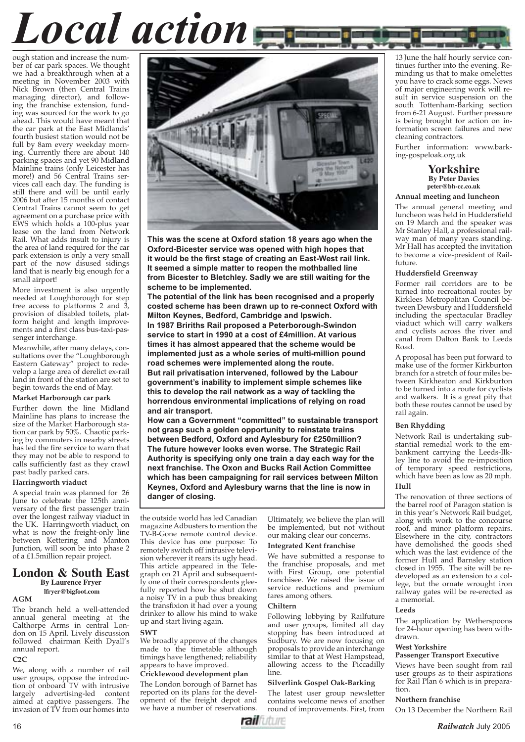# Local action

ough station and increase the number of car park spaces. We thought we had a breakthrough when at a meeting in November 2003 with Nick Brown (then Central Trains managing director), and following the franchise extension, funding was sourced for the work to go ahead. This would have meant that the car park at the East Midlands' fourth busiest station would not be full by 8am every weekday morning. Currently there are about 140 parking spaces and yet 90 Midland Mainline trains (only Leicester has more!) and 56 Central Trains services call each day. The funding is still there and will be until early 2006 but after 15 months of contact Central Trains cannot seem to get agreement on a purchase price with EWS which holds a 100-plus year lease on the land from Network Rail. What adds insult to injury is the area of land required for the car park extension is only a very small part of the now disused sidings land that is nearly big enough for a small airport!

More investment is also urgently needed at Loughborough for step free access to platforms 2 and 3, provision of disabled toilets, platform height and length improvements and a first class bus-taxi-passenger interchange.

Meanwhile, after many delays, consultations over the "Loughborough Eastern Gateway" project to redevelop a large area of derelict ex-rail land in front of the station are set to begin towards the end of May.

**Market Harborough car park**

Further down the line Midland Mainline has plans to increase the size of the Market Harborough station car park by 50%. Chaotic parking by commuters in nearby streets has led the fire service to warn that they may not be able to respond to calls sufficiently fast as they crawl past badly parked cars.

**Harringworth viaduct**

A special train was planned for 26 June to celebrate the 125th anniversary of the first passenger train over the longest railway viaduct in the UK. Harringworth viaduct, on what is now the freight-only line between Kettering and Manton Junction, will soon be into phase 2 of a £1.5million repair project.

**This was the scene at Oxford station 18 years ago when the Oxford-Bicester service was opened with high hopes that it would be the first stage of creating an East-West rail link. It seemed a simple matter to reopen the mothballed line from Bicester to Bletchley. Sadly we are still waiting for the scheme to be implemented.**

**The potential of the link has been recognised and a properly costed scheme has been drawn up to re-connect Oxford with Milton Keynes, Bedford, Cambridge and Ipswich.**

**In 1987 Bririths Rail proposed a Peterborough-Swindon service to start in 1990 at a cost of £4million. At various times it has almost appeared that the scheme would be implemented just as a whole series of multi-million pound road schemes were implemented along the route.**

**But rail privatisation intervened, followed by the Labour government's inability to implement simple schemes like this to develop the rail network as a way of tackling the horrendous environmental implications of relying on road and air transport.**

**How can a Government "committed" to sustainable transport not grasp such a golden opportunity to reinstate trains between Bedford, Oxford and Aylesbury for £250million? The future however looks even worse. The Strategic Rail Authority is specifying only one train a day each way for the next franchise. The Oxon and Bucks Rail Action Committee which has been campaigning for rail services between Milton Keynes, Oxford and Aylesbury warns that the line is now in danger of closing.**

## London & South East

**By Laurence Fryer**
**lfryer@bigfoot.com**

**AGM**

The branch held a well-attended annual general meeting at the Calthorpe Arms in central London on 15 April. Lively discussion followed chairman Keith Dyall's annual report.

**C2C**

We, along with a number of rail user groups, oppose the introduction of onboard TV with intrusive largely advertising-led content aimed at captive passengers. The invasion of TV from our homes into the outside world has led Canadian magazine Adbusters to mention the TV-B-Gone remote control device. This device has one purpose: To remotely switch off intrusive television wherever it rears its ugly head. This article appeared in the Telegraph on 21 April and subsequently one of their correspondents gleefully reported how he shut down a noisy TV in a pub thus breaking the transfixion it had over a young drinker to allow his mind to wake up and start living again.

**SWT**

We broadly approve of the changes made to the timetable although timings have lengthened; reliability appears to have improved.

**Cricklewood development plan**

The London borough of Barnet has reported on its plans for the development of the freight depot and we have a number of reservations. Ultimately, we believe the plan will be implemented, but not without our making clear our concerns.

**Integrated Kent franchise**

We have submitted a response to the franchise proposals, and met with First Group, one potential franchisee. We raised the issue of service reductions and premium fares among others.

**Chiltern**

Following lobbying by Railfuture and user groups, limited all day stopping has been introduced at Sudbury. We are now focusing on proposals to provide an interchange similar to that at West Hampstead, allowing access to the Piccadilly line.

**Silverlink Gospel Oak-Barking**

The latest user group newsletter contains welcome news of another round of improvements. First, from 13 June the half hourly service continues further into the evening. Reminding us that to make omelettes you have to crack some eggs. News of major engineering work will result in service suspension on the south Tottenham-Barking section from 6-21 August. Further pressure is being brought for action on information screen failures and new cleaning contractors.

Further information: www.barking-gospeloak.org.uk

## Yorkshire

**By Peter Davies**
**peter@bh-cc.co.uk**

**Annual meeting and luncheon**

The annual general meeting and luncheon was held in Huddersfield on 19 March and the speaker was Mr Stanley Hall, a professional railway man of many years standing. Mr Hall has accepted the invitation to become a vice-president of Railfuture.

**Huddersfield Greenway**

Former rail corridors are to be turned into recreational routes by Kirklees Metropolitan Council between Dewsbury and Huddersfield including the spectacular Bradley viaduct which will carry walkers and cyclists across the river and canal from Dalton Bank to Leeds Road.

A proposal has been put forward to make use of the former Kirkburton branch for a stretch of four miles between Kirkheaton and Kirkburton to be turned into a route for cyclists and walkers. It is a great pity that both these routes cannot be used by rail again.

**Ben Rhydding**

Network Rail is undertaking substantial remedial work to the embankment carrying the Leeds-Ilkley line to avoid the re-imposition of temporary speed restrictions, which have been as low as 20 mph.

**Hull**

The renovation of three sections of the barrel roof of Paragon station is in this year's Network Rail budget, along with work to the concourse roof, and minor platform repairs. Elsewhere in the city, contractors have demolished the goods shed which was the last evidence of the former Hull and Barnsley station closed in 1955. The site will be redeveloped as an extension to a college, but the ornate wrought iron railway gates will be re-erected as a memorial.

**Leeds**

The application by Wetherspoons for 24-hour opening has been withdrawn.

**West Yorkshire Passenger Transport Executive**

Views have been sought from rail user groups as to their aspirations for Rail Plan 6 which is in preparation.

**Northern franchise**

On 13 December the Northern Rail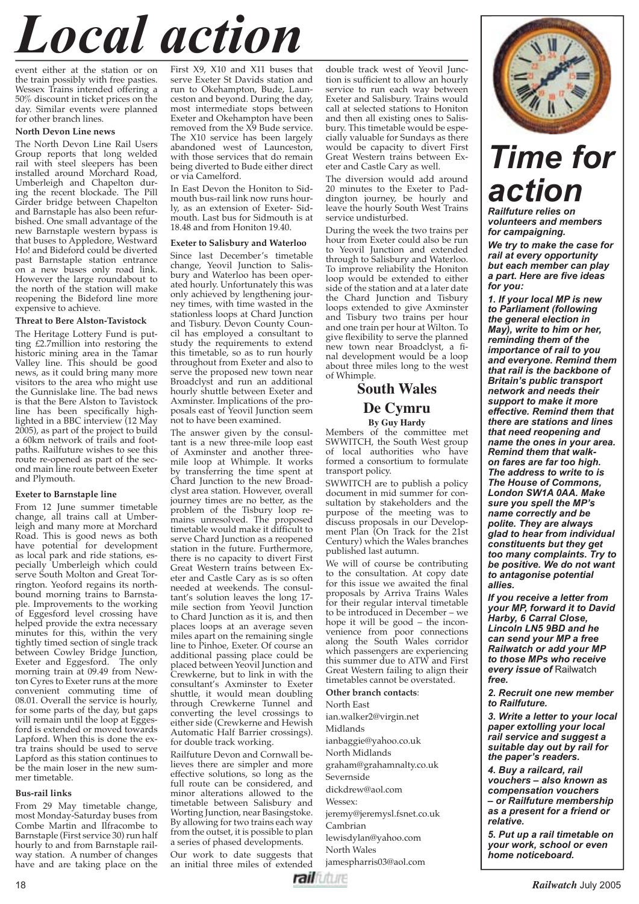# Local action

event either at the station or on the train possibly with free pasties. Wessex Trains intended offering a 50% discount in ticket prices on the day. Similar events were planned for other branch lines.

**North Devon Line news**

The North Devon Line Rail Users Group reports that long welded rail with steel sleepers has been installed around Morchard Road, Umberleigh and Chapelton during the recent blockade. The Pill Girder bridge between Chapelton and Barnstaple has also been refurbished. One small advantage of the new Barnstaple western bypass is that buses to Appledore, Westward Ho! and Bideford could be diverted past Barnstaple station entrance on a new buses only road link. However the large roundabout to the north of the station will make reopening the Bideford line more expensive to achieve.

**Threat to Bere Alston-Tavistock**

The Heritage Lottery Fund is putting £2.7million into restoring the historic mining area in the Tamar Valley line. This should be good news, as it could bring many more visitors to the area who might use the Gunnislake line. The bad news is that the Bere Alston to Tavistock line has been specifically highlighted in a BBC interview (12 May 2005), as part of the project to build a 60km network of trails and footpaths. Railfuture wishes to see this route re-opened as part of the second main line route between Exeter and Plymouth.

**Exeter to Barnstaple line**

From 12 June summer timetable change, all trains call at Umberleigh and many more at Morchard Road. This is good news as both have potential for development as local park and ride stations, especially Umberleigh which could serve South Molton and Great Torrington. Yeoford regains its northbound morning trains to Barnstaple. Improvements to the working of Eggesford level crossing have helped provide the extra necessary minutes for this, within the very tightly timed section of single track between Cowley Bridge Junction, Exeter and Eggesford. The only morning train at 09.49 from Newton Cyres to Exeter runs at the more convenient commuting time of 08.01. Overall the service is hourly, for some parts of the day, but gaps will remain until the loop at Eggesford is extended or moved towards Lapford. When this is done the extra trains should be used to serve Lapford as this station continues to be the main loser in the new summer timetable.

**Bus-rail links**

From 29 May timetable change, most Monday-Saturday buses from Combe Martin and Ilfracombe to Barnstaple (First service 30) run half hourly to and from Barnstaple railway station. A number of changes have and are taking place on the First X9, X10 and X11 buses that serve Exeter St Davids station and run to Okehampton, Bude, Launceston and beyond. During the day, most intermediate stops between Exeter and Okehampton have been removed from the X9 Bude service. The X10 service has been largely abandoned west of Launceston, with those services that do remain being diverted to Bude either direct or via Camelford.

In East Devon the Honiton to Sidmouth bus-rail link now runs hourly, as an extension of Exeter- Sidmouth. Last bus for Sidmouth is at 18.48 and from Honiton 19.40.

**Exeter to Salisbury and Waterloo**

Since last December's timetable change, Yeovil Junction to Salisbury and Waterloo has been operated hourly. Unfortunately this was only achieved by lengthening journey times, with time wasted in the stationless loops at Chard Junction and Tisbury. Devon County Council has employed a consultant to study the requirements to extend this timetable, so as to run hourly throughout from Exeter and also to serve the proposed new town near Broadclyst and run an additional hourly shuttle between Exeter and Axminster. Implications of the proposals east of Yeovil Junction seem not to have been examined.

The answer given by the consultant is a new three-mile loop east of Axminster and another three-mile loop at Whimple. It works by transferring the time spent at Chard Junction to the new Broadclyst area station. However, overall journey times are no better, as the problem of the Tisbury loop remains unresolved. The proposed timetable would make it difficult to serve Chard Junction as a reopened station in the future. Furthermore, there is no capacity to divert First Great Western trains between Exeter and Castle Cary as is so often needed at weekends. The consultant's solution leaves the long 17-mile section from Yeovil Junction to Chard Junction as it is, and then places loops at an average seven miles apart on the remaining single line to Pinhoe, Exeter. Of course an additional passing place could be placed between Yeovil Junction and Crewkerne, but to link in with the consultant's Axminster to Exeter shuttle, it would mean doubling through Crewkerne Tunnel and converting the level crossings to either side (Crewkerne and Hewish Automatic Half Barrier crossings). for double track working.

Railfuture Devon and Cornwall believes there are simpler and more effective solutions, so long as the full route can be considered, and minor alterations allowed to the timetable between Salisbury and Worting Junction, near Basingstoke. By allowing for two trains each way from the outset, it is possible to plan a series of phased developments.

Our work to date suggests that an initial three miles of extended double track west of Yeovil Junction is sufficient to allow an hourly service to run each way between Exeter and Salisbury. Trains would call at selected stations to Honiton and then all existing ones to Salisbury. This timetable would be especially valuable for Sundays as there would be capacity to divert First Great Western trains between Exeter and Castle Cary as well.

The diversion would add around 20 minutes to the Exeter to Paddington journey, be hourly and leave the hourly South West Trains service undisturbed.

During the week the two trains per hour from Exeter could also be run to Yeovil Junction and extended through to Salisbury and Waterloo. To improve reliability the Honiton loop would be extended to either side of the station and at a later date the Chard Junction and Tisbury loops extended to give Axminster and Tisbury two trains per hour and one train per hour at Wilton. To give flexibility to serve the planned new town near Broadclyst, a final development would be a loop about three miles long to the west of Whimple.

## South Wales De Cymru

**By Guy Hardy**

Members of the committee met SWWITCH, the South West group of local authorities who have formed a consortium to formulate transport policy.

SWWITCH are to publish a policy document in mid summer for consultation by stakeholders and the purpose of the meeting was to discuss proposals in our Development Plan (On Track for the 21st Century) which the Wales branches published last autumn.

We will of course be contributing to the consultation. At copy date for this issue we awaited the final proposals by Arriva Trains Wales for their regular interval timetable to be introduced in December – we hope it will be good – the inconvenience from poor connections along the South Wales corridor which passengers are experiencing this summer due to ATW and First Great Western failing to align their timetables cannot be overstated.

**Other branch contacts**:

North East
ian.walker2@virgin.net
Midlands
ianbaggie@yahoo.co.uk
North Midlands
graham@grahamnalty.co.uk
Severnside
dickdrew@aol.com
Wessex:
jeremy@jeremysl.fsnet.co.uk
Cambrian
lewisdylan@yahoo.com
North Wales
jamespharris03@aol.com

## Time for action

***Railfuture relies on volunteers and members for campaigning.***

***We try to make the case for rail at every opportunity but each member can play a part. Here are five ideas for you:***

***1. If your local MP is new to Parliament (following the general election in May), write to him or her, reminding them of the importance of rail to you and everyone. Remind them that rail is the backbone of Britain's public transport network and needs their support to make it more effective. Remind them that there are stations and lines that need reopening and name the ones in your area. Remind them that walk-on fares are far too high. The address to write to is The House of Commons, London SW1A 0AA. Make sure you spell the MP's name correctly and be polite. They are always glad to hear from individual constituents but they get too many complaints. Try to be positive. We do not want to antagonise potential allies.***

***If you receive a letter from your MP, forward it to David Harby, 6 Carral Close, Lincoln LN5 9BD and he can send your MP a free Railwatch or add your MP to those MPs who receive every issue of*** Railwatch ***free.***

***2. Recruit one new member to Railfuture.***

***3. Write a letter to your local paper extolling your local rail service and suggest a suitable day out by rail for the paper's readers.***

***4. Buy a railcard, rail vouchers – also known as compensation vouchers – or Railfuture membership as a present for a friend or relative.***

***5. Put up a rail timetable on your work, school or even home noticeboard.***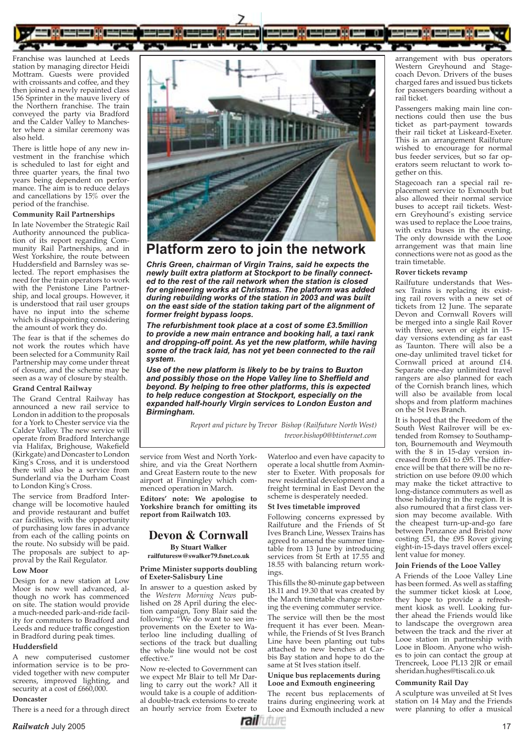Franchise was launched at Leeds station by managing director Heidi Mottram. Guests were provided with croissants and coffee, and they then joined a newly repainted class 156 Sprinter in the mauve livery of the Northern franchise. The train conveyed the party via Bradford and the Calder Valley to Manchester where a similar ceremony was also held.

There is little hope of any new investment in the franchise which is scheduled to last for eight and three quarter years, the final two years being dependent on performance. The aim is to reduce delays and cancellations by 15% over the period of the franchise.

**Community Rail Partnerships**

In late November the Strategic Rail Authority announced the publication of its report regarding Community Rail Partnerships, and in West Yorkshire, the route between Huddersfield and Barnsley was selected. The report emphasises the need for the train operators to work with the Penistone Line Partnership, and local groups. However, it is understood that rail user groups have no input into the scheme which is disappointing considering the amount of work they do.

The fear is that if the schemes do not work the routes which have been selected for a Community Rail Partnership may come under threat of closure, and the scheme may be seen as a way of closure by stealth.

**Grand Central Railway**

The Grand Central Railway has announced a new rail service to London in addition to the proposals for a York to Chester service via the Calder Valley. The new service will operate from Bradford Interchange via Halifax, Brighouse, Wakefield (Kirkgate) and Doncaster to London King's Cross, and it is understood there will also be a service from Sunderland via the Durham Coast to London King's Cross.

The service from Bradford Interchange will be locomotive hauled and provide restaurant and buffet car facilities, with the opportunity of purchasing low fares in advance from each of the calling points on the route. No subsidy will be paid. The proposals are subject to approval by the Rail Regulator.

**Low Moor**

Design for a new station at Low Moor is now well advanced, although no work has commenced on site. The station would provide a much-needed park-and-ride facility for commuters to Bradford and Leeds and reduce traffic congestion in Bradford during peak times.

**Huddersfield**

A new computerised customer information service is to be provided together with new computer screens, improved lighting, and security at a cost of £660,000.

**Doncaster**

There is a need for a through direct service from West and North Yorkshire, and via the Great Northern and Great Eastern route to the new airport at Finningley which commenced operation in March.

**Editors' note: We apologise to Yorkshire branch for omitting its report from Railwatch 103.**

## Platform zero to join the network

***Chris Green, chairman of Virgin Trains, said he expects the newly built extra platform at Stockport to be finally connected to the rest of the rail network when the station is closed for engineering works at Christmas. The platform was added during rebuilding works of the station in 2003 and was built on the east side of the station taking part of the alignment of former freight bypass loops.***

***The refurbishment took place at a cost of some £3.5million to provide a new main entrance and booking hall, a taxi rank and dropping-off point. As yet the new platform, while having some of the track laid, has not yet been connected to the rail system.***

***Use of the new platform is likely to be by trains to Buxton and possibly those on the Hope Valley line to Sheffield and beyond. By helping to free other platforms, this is expected to help reduce congestion at Stockport, especially on the expanded half-hourly Virgin services to London Euston and Birmingham.***

*Report and picture by Trevor Bishop (Railfuture North West)*
*trevor.bishop0@btinternet.com*

## Devon & Cornwall

**By Stuart Walker**
**railfuturesw@swalker79.fsnet.co.uk**

**Prime Minister supports doubling of Exeter-Salisbury Line**

In answer to a question asked by the *Western Morning News* published on 28 April during the election campaign, Tony Blair said the following: "We do want to see improvements on the Exeter to Waterloo line including dualling of sections of the track but dualling the whole line would not be cost effective."

Now re-elected to Government can we expect Mr Blair to tell Mr Darling to carry out the work? All it would take is a couple of additional double-track extensions to create an hourly service from Exeter to Waterloo and even have capacity to operate a local shuttle from Axminster to Exeter. With proposals for new residential development and a freight terminal in East Devon the scheme is desperately needed.

**St Ives timetable improved**

Following concerns expressed by Railfuture and the Friends of St Ives Branch Line, Wessex Trains has agreed to amend the summer timetable from 13 June by introducing services from St Erth at 17.55 and 18.55 with balancing return workings.

This fills the 80-minute gap between 18.11 and 19.30 that was created by the March timetable change restoring the evening commuter service.

The service will then be the most frequent it has ever been. Meanwhile, the Friends of St Ives Branch Line have been planting out tubs attached to new benches at Carbis Bay station and hope to do the same at St Ives station itself.

**Unique bus replacements during Looe and Exmouth engineering**

The recent bus replacements of trains during engineering work at Looe and Exmouth included a new arrangement with bus operators Western Greyhound and Stagecoach Devon. Drivers of the buses charged fares and issued bus tickets for passengers boarding without a rail ticket.

Passengers making main line connections could then use the bus ticket as part-payment towards their rail ticket at Liskeard-Exeter. This is an arrangement Railfuture wished to encourage for normal bus feeder services, but so far operators seem reluctant to work together on this.

Stagecoach ran a special rail replacement service to Exmouth but also allowed their normal service buses to accept rail tickets. Western Greyhound's existing service was used to replace the Looe trains, with extra buses in the evening. The only downside with the Looe arrangement was that main line connections were not as good as the train timetable.

**Rover tickets revamp**

Railfuture understands that Wessex Trains is replacing its existing rail rovers with a new set of tickets from 12 June. The separate Devon and Cornwall Rovers will be merged into a single Rail Rover with three, seven or eight in 15-day versions extending as far east as Taunton. There will also be a one-day unlimited travel ticket for Cornwall priced at around £14. Separate one-day unlimited travel rangers are also planned for each of the Cornish branch lines, which will also be available from local shops and from platform machines on the St Ives Branch.

It is hoped that the Freedom of the South West Railrover will be extended from Romsey to Southampton, Bournemouth and Weymouth with the 8 in 15-day version increased from £61 to £95. The difference will be that there will be no restriction on use before 09.00 which may make the ticket attractive to long-distance commuters as well as those holidaying in the region. It is also rumoured that a first class version may become available. With the cheapest turn-up-and-go fare between Penzance and Bristol now costing £51, the £95 Rover giving eight-in-15-days travel offers excellent value for money.

**Join Friends of the Looe Valley**

A Friends of the Looe Valley Line has been formed. As well as staffing the summer ticket kiosk at Looe, they hope to provide a refreshment kiosk as well. Looking further ahead the Friends would like to landscape the overgrown area between the track and the river at Looe station in partnership with Looe in Bloom. Anyone who wishes to join can contact the group at Trencreek, Looe PL13 2JR or email sheridan.hughes@tiscali.co.uk

**Community Rail Day**

A sculpture was unveiled at St Ives station on 14 May and the Friends were planning to offer a musical